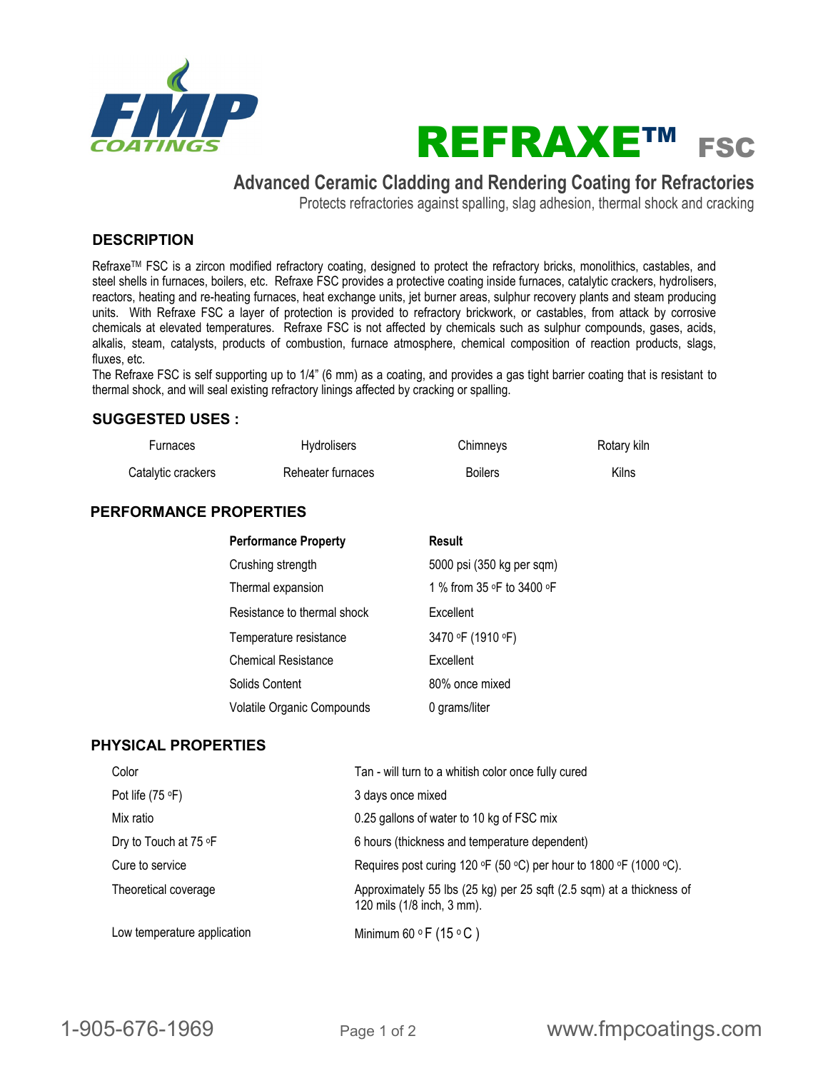FMP COATINGS

# REFRAXE™ FSC

## Advanced Ceramic Cladding and Rendering Coating for Refractories

Protects refractories against spalling, slag adhesion, thermal shock and cracking

### DESCRIPTION

Refraxe™ FSC is a zircon modified refractory coating, designed to protect the refractory bricks, monolithics, castables, and steel shells in furnaces, boilers, etc. Refraxe FSC provides a protective coating inside furnaces, catalytic crackers, hydrolisers, reactors, heating and re-heating furnaces, heat exchange units, jet burner areas, sulphur recovery plants and steam producing units. With Refraxe FSC a layer of protection is provided to refractory brickwork, or castables, from attack by corrosive chemicals at elevated temperatures. Refraxe FSC is not affected by chemicals such as sulphur compounds, gases, acids, alkalis, steam, catalysts, products of combustion, furnace atmosphere, chemical composition of reaction products, slags, fluxes, etc.

The Refraxe FSC is self supporting up to 1/4" (6 mm) as a coating, and provides a gas tight barrier coating that is resistant to thermal shock, and will seal existing refractory linings affected by cracking or spalling.

### SUGGESTED USES :

| | | | |
|---|---|---|---|
| Furnaces | Hydrolisers | Chimneys | Rotary kiln |
| Catalytic crackers | Reheater furnaces | Boilers | Kilns |

### PERFORMANCE PROPERTIES

| Performance Property | Result |
|---|---|
| Crushing strength | 5000 psi (350 kg per sqm) |
| Thermal expansion | 1 % from 35 °F to 3400 °F |
| Resistance to thermal shock | Excellent |
| Temperature resistance | 3470 °F (1910 °F) |
| Chemical Resistance | Excellent |
| Solids Content | 80% once mixed |
| Volatile Organic Compounds | 0 grams/liter |

### PHYSICAL PROPERTIES

| | |
|---|---|
| Color | Tan - will turn to a whitish color once fully cured |
| Pot life (75 °F) | 3 days once mixed |
| Mix ratio | 0.25 gallons of water to 10 kg of FSC mix |
| Dry to Touch at 75 °F | 6 hours (thickness and temperature dependent) |
| Cure to service | Requires post curing 120 °F (50 °C) per hour to 1800 °F (1000 °C). |
| Theoretical coverage | Approximately 55 lbs (25 kg) per 25 sqft (2.5 sqm) at a thickness of 120 mils (1/8 inch, 3 mm). |
| Low temperature application | Minimum 60 °F (15 °C ) |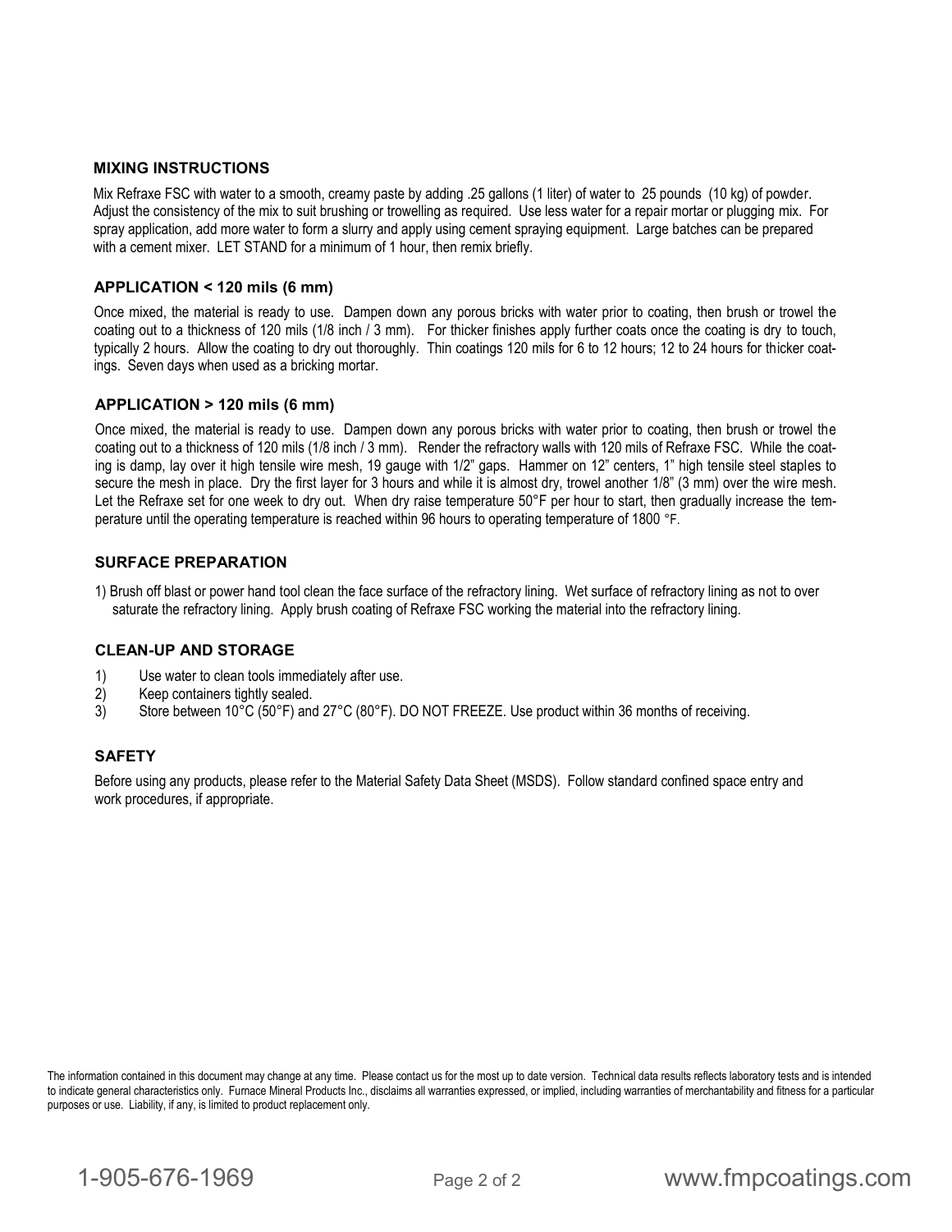## MIXING INSTRUCTIONS

Mix Refraxe FSC with water to a smooth, creamy paste by adding .25 gallons (1 liter) of water to 25 pounds (10 kg) of powder. Adjust the consistency of the mix to suit brushing or trowelling as required. Use less water for a repair mortar or plugging mix. For spray application, add more water to form a slurry and apply using cement spraying equipment. Large batches can be prepared with a cement mixer. LET STAND for a minimum of 1 hour, then remix briefly.

## APPLICATION < 120 mils (6 mm)

Once mixed, the material is ready to use. Dampen down any porous bricks with water prior to coating, then brush or trowel the coating out to a thickness of 120 mils (1/8 inch / 3 mm). For thicker finishes apply further coats once the coating is dry to touch, typically 2 hours. Allow the coating to dry out thoroughly. Thin coatings 120 mils for 6 to 12 hours; 12 to 24 hours for thicker coatings. Seven days when used as a bricking mortar.

## APPLICATION > 120 mils (6 mm)

Once mixed, the material is ready to use. Dampen down any porous bricks with water prior to coating, then brush or trowel the coating out to a thickness of 120 mils (1/8 inch / 3 mm). Render the refractory walls with 120 mils of Refraxe FSC. While the coating is damp, lay over it high tensile wire mesh, 19 gauge with 1/2" gaps. Hammer on 12" centers, 1" high tensile steel staples to secure the mesh in place. Dry the first layer for 3 hours and while it is almost dry, trowel another 1/8" (3 mm) over the wire mesh. Let the Refraxe set for one week to dry out. When dry raise temperature 50°F per hour to start, then gradually increase the temperature until the operating temperature is reached within 96 hours to operating temperature of 1800 °F.

## SURFACE PREPARATION

1) Brush off blast or power hand tool clean the face surface of the refractory lining. Wet surface of refractory lining as not to over saturate the refractory lining. Apply brush coating of Refraxe FSC working the material into the refractory lining.

## CLEAN-UP AND STORAGE

1) Use water to clean tools immediately after use.
2) Keep containers tightly sealed.
3) Store between 10°C (50°F) and 27°C (80°F). DO NOT FREEZE. Use product within 36 months of receiving.

## SAFETY

Before using any products, please refer to the Material Safety Data Sheet (MSDS). Follow standard confined space entry and work procedures, if appropriate.

The information contained in this document may change at any time. Please contact us for the most up to date version. Technical data results reflects laboratory tests and is intended to indicate general characteristics only. Furnace Mineral Products Inc., disclaims all warranties expressed, or implied, including warranties of merchantability and fitness for a particular purposes or use. Liability, if any, is limited to product replacement only.

1-905-676-1969

www.fmpcoatings.com